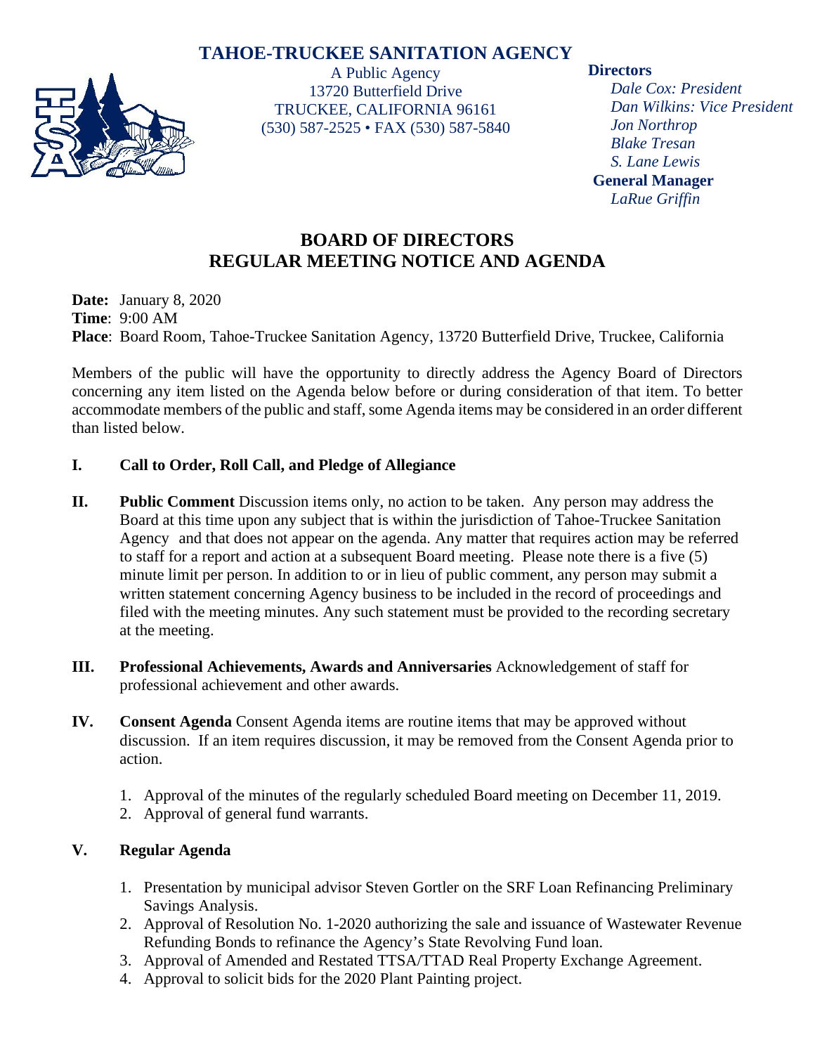# TAHOE-TRUCKEE SANITATION AGENCY

A Public Agency
13720 Butterfield Drive
TRUCKEE, CALIFORNIA 96161
(530) 587-2525 • FAX (530) 587-5840

**Directors**
*Dale Cox: President*
*Dan Wilkins: Vice President*
*Jon Northrop*
*Blake Tresan*
*S. Lane Lewis*

**General Manager**
*LaRue Griffin*

## BOARD OF DIRECTORS
## REGULAR MEETING NOTICE AND AGENDA

**Date:** January 8, 2020
**Time**: 9:00 AM
**Place**: Board Room, Tahoe-Truckee Sanitation Agency, 13720 Butterfield Drive, Truckee, California

Members of the public will have the opportunity to directly address the Agency Board of Directors concerning any item listed on the Agenda below before or during consideration of that item. To better accommodate members of the public and staff, some Agenda items may be considered in an order different than listed below.

**I. Call to Order, Roll Call, and Pledge of Allegiance**

**II. Public Comment** Discussion items only, no action to be taken. Any person may address the Board at this time upon any subject that is within the jurisdiction of Tahoe-Truckee Sanitation Agency and that does not appear on the agenda. Any matter that requires action may be referred to staff for a report and action at a subsequent Board meeting. Please note there is a five (5) minute limit per person. In addition to or in lieu of public comment, any person may submit a written statement concerning Agency business to be included in the record of proceedings and filed with the meeting minutes. Any such statement must be provided to the recording secretary at the meeting.

**III. Professional Achievements, Awards and Anniversaries** Acknowledgement of staff for professional achievement and other awards.

**IV. Consent Agenda** Consent Agenda items are routine items that may be approved without discussion. If an item requires discussion, it may be removed from the Consent Agenda prior to action.

1. Approval of the minutes of the regularly scheduled Board meeting on December 11, 2019.
2. Approval of general fund warrants.

**V. Regular Agenda**

1. Presentation by municipal advisor Steven Gortler on the SRF Loan Refinancing Preliminary Savings Analysis.
2. Approval of Resolution No. 1-2020 authorizing the sale and issuance of Wastewater Revenue Refunding Bonds to refinance the Agency's State Revolving Fund loan.
3. Approval of Amended and Restated TTSA/TTAD Real Property Exchange Agreement.
4. Approval to solicit bids for the 2020 Plant Painting project.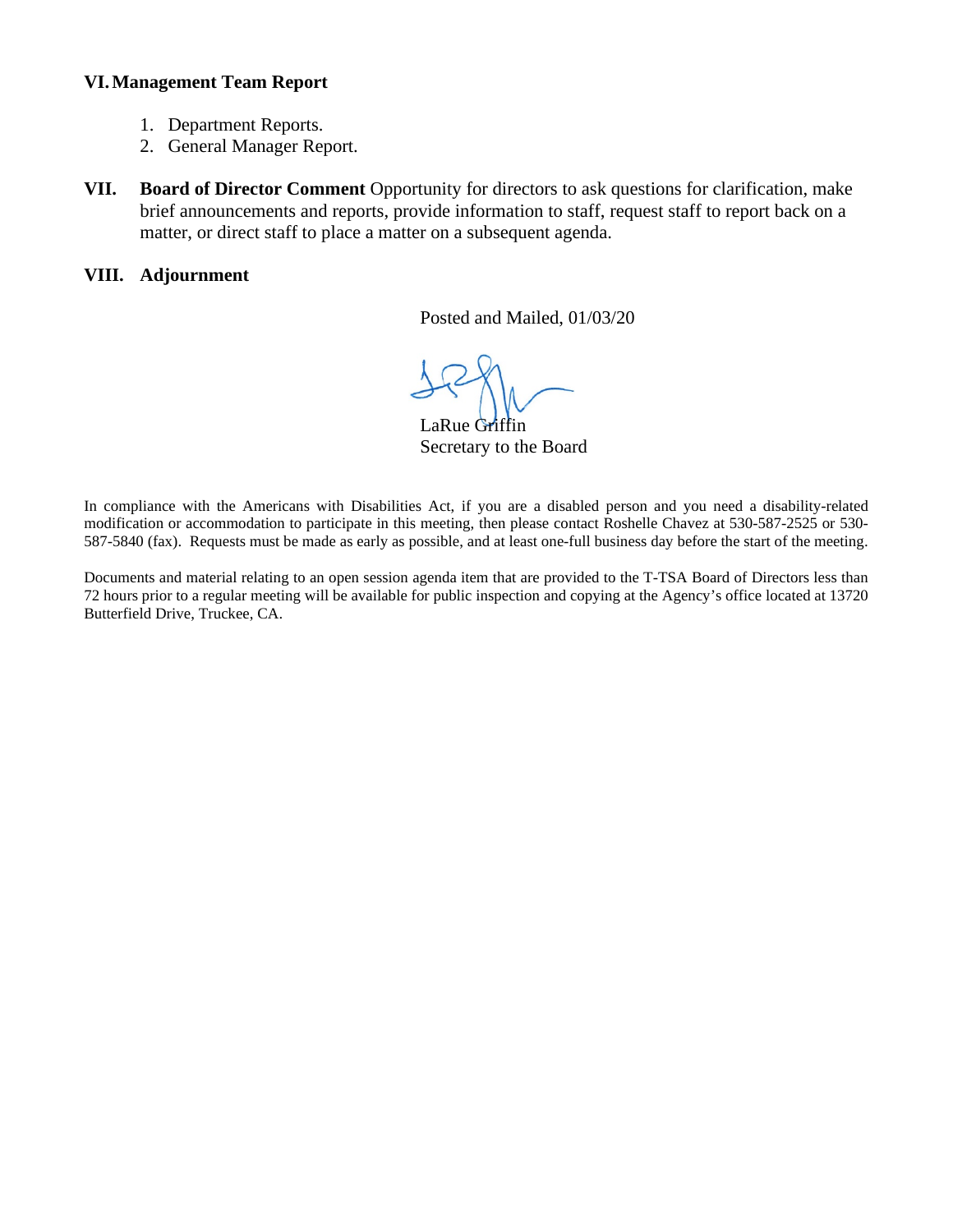## VI. Management Team Report

1. Department Reports.
2. General Manager Report.

## VII. Board of Director Comment

**Board of Director Comment** Opportunity for directors to ask questions for clarification, make brief announcements and reports, provide information to staff, request staff to report back on a matter, or direct staff to place a matter on a subsequent agenda.

## VIII. Adjournment

Posted and Mailed, 01/03/20

LaRue Griffin
Secretary to the Board

In compliance with the Americans with Disabilities Act, if you are a disabled person and you need a disability-related modification or accommodation to participate in this meeting, then please contact Roshelle Chavez at 530-587-2525 or 530-587-5840 (fax). Requests must be made as early as possible, and at least one-full business day before the start of the meeting.

Documents and material relating to an open session agenda item that are provided to the T-TSA Board of Directors less than 72 hours prior to a regular meeting will be available for public inspection and copying at the Agency's office located at 13720 Butterfield Drive, Truckee, CA.